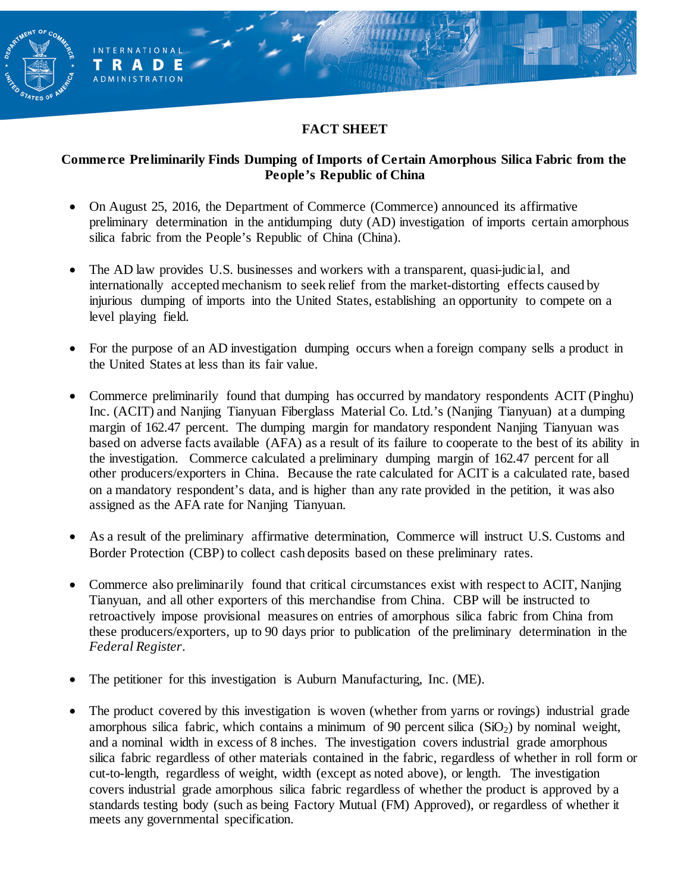# FACT SHEET

## Commerce Preliminarily Finds Dumping of Imports of Certain Amorphous Silica Fabric from the People's Republic of China

- On August 25, 2016, the Department of Commerce (Commerce) announced its affirmative preliminary determination in the antidumping duty (AD) investigation of imports certain amorphous silica fabric from the People's Republic of China (China).

- The AD law provides U.S. businesses and workers with a transparent, quasi-judicial, and internationally accepted mechanism to seek relief from the market-distorting effects caused by injurious dumping of imports into the United States, establishing an opportunity to compete on a level playing field.

- For the purpose of an AD investigation dumping occurs when a foreign company sells a product in the United States at less than its fair value.

- Commerce preliminarily found that dumping has occurred by mandatory respondents ACIT (Pinghu) Inc. (ACIT) and Nanjing Tianyuan Fiberglass Material Co. Ltd.'s (Nanjing Tianyuan) at a dumping margin of 162.47 percent. The dumping margin for mandatory respondent Nanjing Tianyuan was based on adverse facts available (AFA) as a result of its failure to cooperate to the best of its ability in the investigation. Commerce calculated a preliminary dumping margin of 162.47 percent for all other producers/exporters in China. Because the rate calculated for ACIT is a calculated rate, based on a mandatory respondent's data, and is higher than any rate provided in the petition, it was also assigned as the AFA rate for Nanjing Tianyuan.

- As a result of the preliminary affirmative determination, Commerce will instruct U.S. Customs and Border Protection (CBP) to collect cash deposits based on these preliminary rates.

- Commerce also preliminarily found that critical circumstances exist with respect to ACIT, Nanjing Tianyuan, and all other exporters of this merchandise from China. CBP will be instructed to retroactively impose provisional measures on entries of amorphous silica fabric from China from these producers/exporters, up to 90 days prior to publication of the preliminary determination in the *Federal Register*.

- The petitioner for this investigation is Auburn Manufacturing, Inc. (ME).

- The product covered by this investigation is woven (whether from yarns or rovings) industrial grade amorphous silica fabric, which contains a minimum of 90 percent silica ($SiO_2$) by nominal weight, and a nominal width in excess of 8 inches. The investigation covers industrial grade amorphous silica fabric regardless of other materials contained in the fabric, regardless of whether in roll form or cut-to-length, regardless of weight, width (except as noted above), or length. The investigation covers industrial grade amorphous silica fabric regardless of whether the product is approved by a standards testing body (such as being Factory Mutual (FM) Approved), or regardless of whether it meets any governmental specification.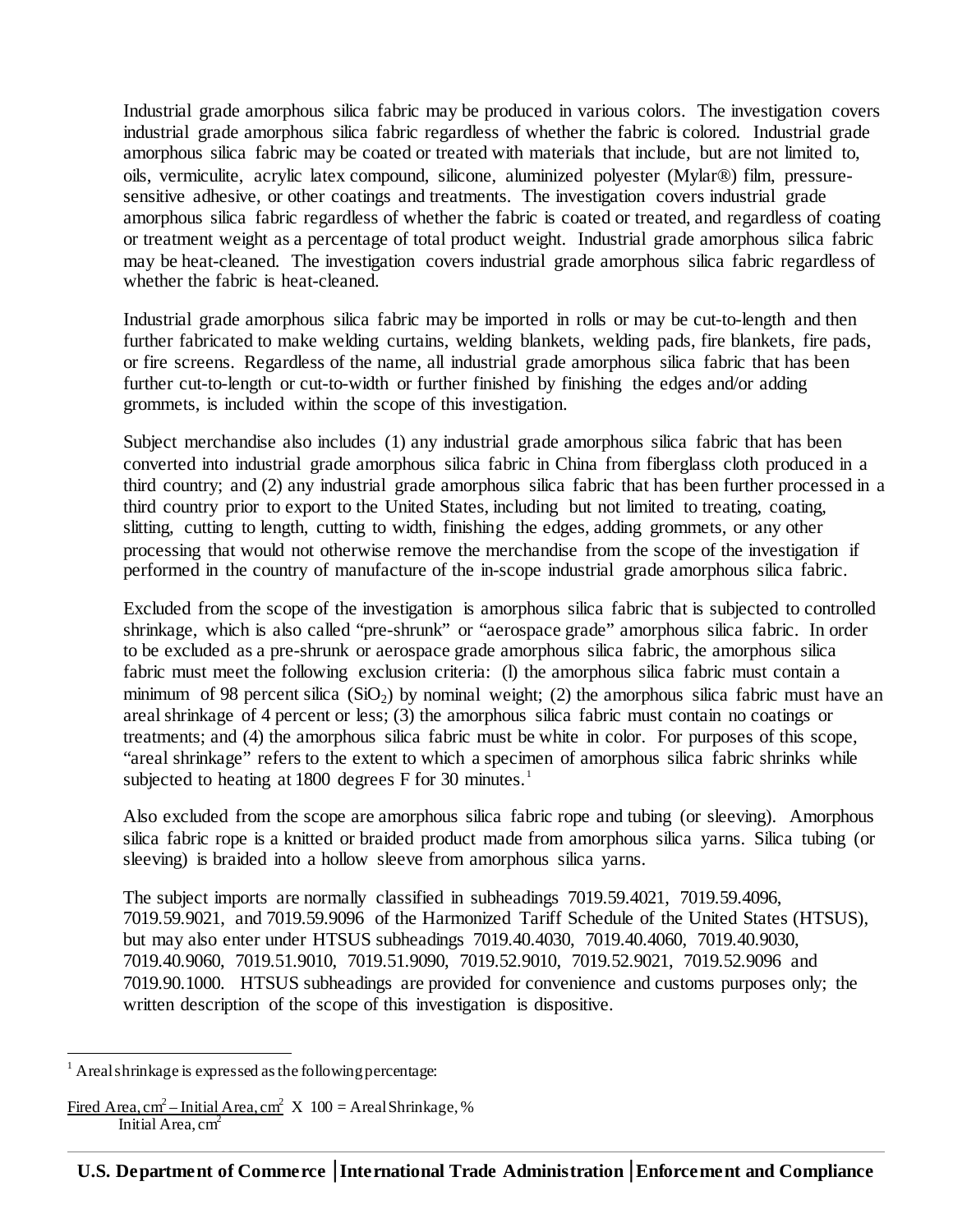Industrial grade amorphous silica fabric may be produced in various colors. The investigation covers industrial grade amorphous silica fabric regardless of whether the fabric is colored. Industrial grade amorphous silica fabric may be coated or treated with materials that include, but are not limited to, oils, vermiculite, acrylic latex compound, silicone, aluminized polyester (Mylar®) film, pressure-sensitive adhesive, or other coatings and treatments. The investigation covers industrial grade amorphous silica fabric regardless of whether the fabric is coated or treated, and regardless of coating or treatment weight as a percentage of total product weight. Industrial grade amorphous silica fabric may be heat-cleaned. The investigation covers industrial grade amorphous silica fabric regardless of whether the fabric is heat-cleaned.

Industrial grade amorphous silica fabric may be imported in rolls or may be cut-to-length and then further fabricated to make welding curtains, welding blankets, welding pads, fire blankets, fire pads, or fire screens. Regardless of the name, all industrial grade amorphous silica fabric that has been further cut-to-length or cut-to-width or further finished by finishing the edges and/or adding grommets, is included within the scope of this investigation.

Subject merchandise also includes (1) any industrial grade amorphous silica fabric that has been converted into industrial grade amorphous silica fabric in China from fiberglass cloth produced in a third country; and (2) any industrial grade amorphous silica fabric that has been further processed in a third country prior to export to the United States, including but not limited to treating, coating, slitting, cutting to length, cutting to width, finishing the edges, adding grommets, or any other processing that would not otherwise remove the merchandise from the scope of the investigation if performed in the country of manufacture of the in-scope industrial grade amorphous silica fabric.

Excluded from the scope of the investigation is amorphous silica fabric that is subjected to controlled shrinkage, which is also called "pre-shrunk" or "aerospace grade" amorphous silica fabric. In order to be excluded as a pre-shrunk or aerospace grade amorphous silica fabric, the amorphous silica fabric must meet the following exclusion criteria: (l) the amorphous silica fabric must contain a minimum of 98 percent silica ($SiO_2$) by nominal weight; (2) the amorphous silica fabric must have an areal shrinkage of 4 percent or less; (3) the amorphous silica fabric must contain no coatings or treatments; and (4) the amorphous silica fabric must be white in color. For purposes of this scope, "areal shrinkage" refers to the extent to which a specimen of amorphous silica fabric shrinks while subjected to heating at 1800 degrees F for 30 minutes.[1]

Also excluded from the scope are amorphous silica fabric rope and tubing (or sleeving). Amorphous silica fabric rope is a knitted or braided product made from amorphous silica yarns. Silica tubing (or sleeving) is braided into a hollow sleeve from amorphous silica yarns.

The subject imports are normally classified in subheadings 7019.59.4021, 7019.59.4096, 7019.59.9021, and 7019.59.9096 of the Harmonized Tariff Schedule of the United States (HTSUS), but may also enter under HTSUS subheadings 7019.40.4030, 7019.40.4060, 7019.40.9030, 7019.40.9060, 7019.51.9010, 7019.51.9090, 7019.52.9010, 7019.52.9021, 7019.52.9096 and 7019.90.1000. HTSUS subheadings are provided for convenience and customs purposes only; the written description of the scope of this investigation is dispositive.

---

[1] Areal shrinkage is expressed as the following percentage:

$$\frac{\text{Fired Area, cm}^2 - \text{Initial Area, cm}^2}{\text{Initial Area, cm}^2} \times 100 = \text{Areal Shrinkage, \%}$$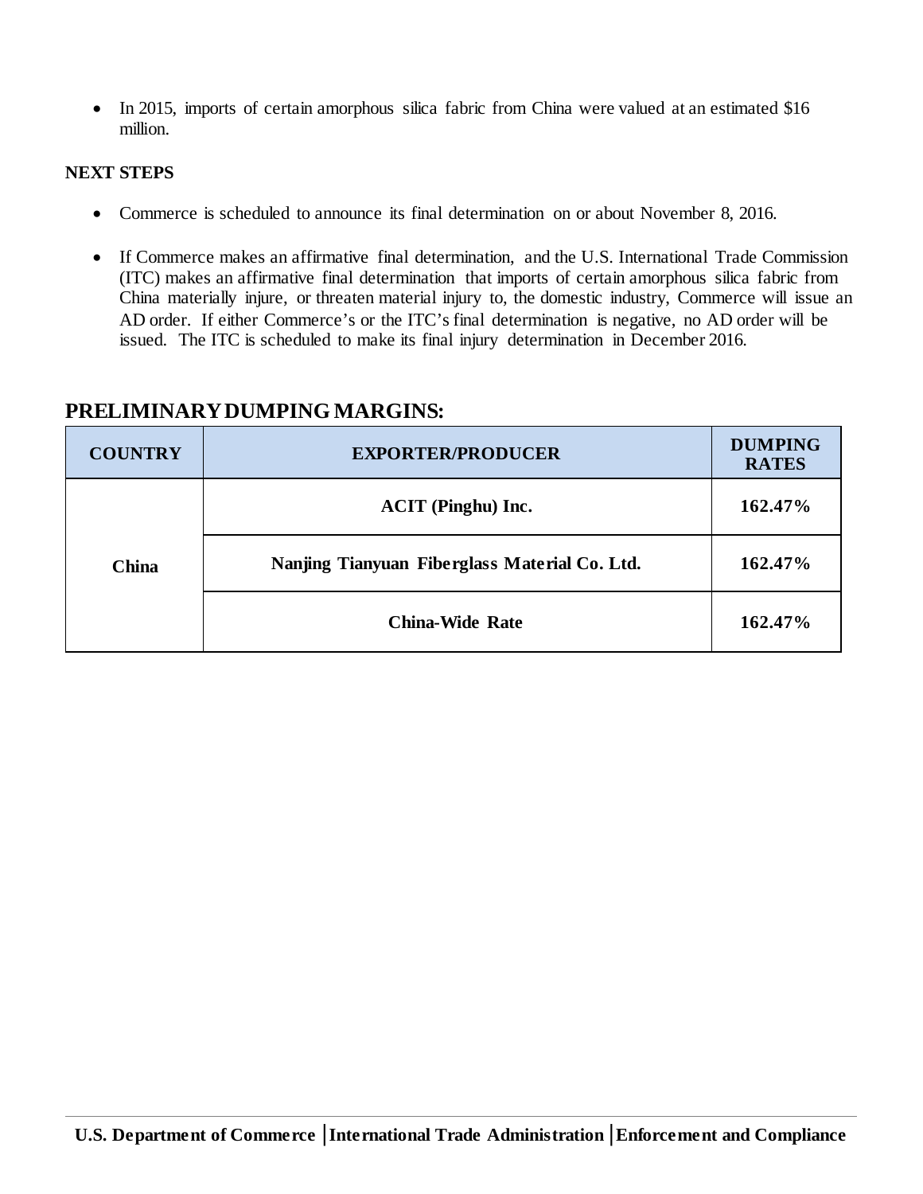- In 2015, imports of certain amorphous silica fabric from China were valued at an estimated $16 million.

**NEXT STEPS**

- Commerce is scheduled to announce its final determination on or about November 8, 2016.
- If Commerce makes an affirmative final determination, and the U.S. International Trade Commission (ITC) makes an affirmative final determination that imports of certain amorphous silica fabric from China materially injure, or threaten material injury to, the domestic industry, Commerce will issue an AD order. If either Commerce's or the ITC's final determination is negative, no AD order will be issued. The ITC is scheduled to make its final injury determination in December 2016.

## PRELIMINARY DUMPING MARGINS:

| COUNTRY | EXPORTER/PRODUCER | DUMPING RATES |
|---|---|---|
| China | ACIT (Pinghu) Inc. | 162.47% |
| | Nanjing Tianyuan Fiberglass Material Co. Ltd. | 162.47% |
| | China-Wide Rate | 162.47% |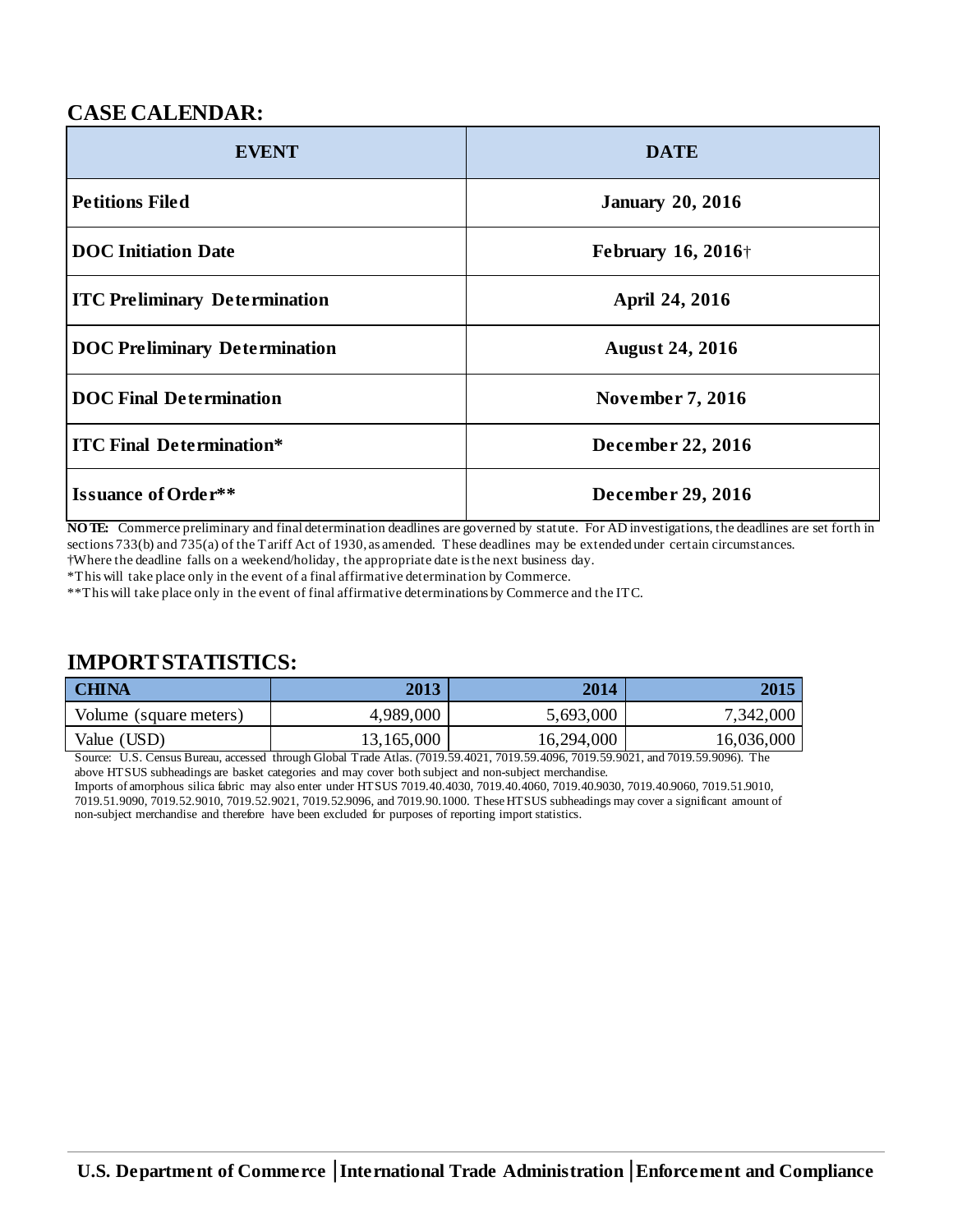## CASE CALENDAR:

| EVENT | DATE |
|---|---|
| **Petitions Filed** | **January 20, 2016** |
| **DOC Initiation Date** | **February 16, 2016†** |
| **ITC Preliminary Determination** | **April 24, 2016** |
| **DOC Preliminary Determination** | **August 24, 2016** |
| **DOC Final Determination** | **November 7, 2016** |
| **ITC Final Determination*** | **December 22, 2016** |
| **Issuance of Order**** | **December 29, 2016** |

**NOTE:** Commerce preliminary and final determination deadlines are governed by statute. For AD investigations, the deadlines are set forth in sections 733(b) and 735(a) of the Tariff Act of 1930, as amended. These deadlines may be extended under certain circumstances.

†Where the deadline falls on a weekend/holiday, the appropriate date is the next business day.

*This will take place only in the event of a final affirmative determination by Commerce.

**This will take place only in the event of final affirmative determinations by Commerce and the ITC.

## IMPORT STATISTICS:

| CHINA | 2013 | 2014 | 2015 |
|---|---|---|---|
| Volume (square meters) | 4,989,000 | 5,693,000 | 7,342,000 |
| Value (USD) | 13,165,000 | 16,294,000 | 16,036,000 |

Source: U.S. Census Bureau, accessed through Global Trade Atlas. (7019.59.4021, 7019.59.4096, 7019.59.9021, and 7019.59.9096). The above HTSUS subheadings are basket categories and may cover both subject and non-subject merchandise.

Imports of amorphous silica fabric may also enter under HTSUS 7019.40.4030, 7019.40.4060, 7019.40.9030, 7019.40.9060, 7019.51.9010, 7019.51.9090, 7019.52.9010, 7019.52.9021, 7019.52.9096, and 7019.90.1000. These HTSUS subheadings may cover a significant amount of non-subject merchandise and therefore have been excluded for purposes of reporting import statistics.